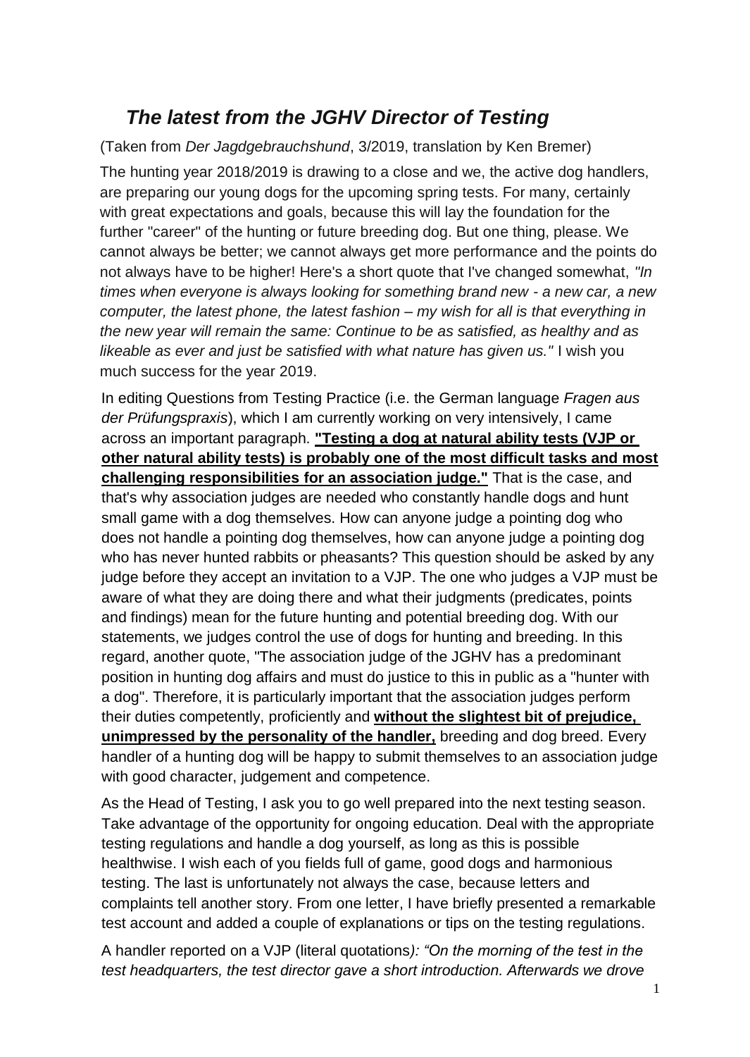# *The latest from the JGHV Director of Testing*

(Taken from *Der Jagdgebrauchshund*, 3/2019, translation by Ken Bremer)

The hunting year 2018/2019 is drawing to a close and we, the active dog handlers, are preparing our young dogs for the upcoming spring tests. For many, certainly with great expectations and goals, because this will lay the foundation for the further "career" of the hunting or future breeding dog. But one thing, please. We cannot always be better; we cannot always get more performance and the points do not always have to be higher! Here's a short quote that I've changed somewhat, *"In times when everyone is always looking for something brand new - a new car, a new computer, the latest phone, the latest fashion – my wish for all is that everything in the new year will remain the same: Continue to be as satisfied, as healthy and as likeable as ever and just be satisfied with what nature has given us."* I wish you much success for the year 2019.

In editing Questions from Testing Practice (i.e. the German language *Fragen aus der Prüfungspraxis*), which I am currently working on very intensively, I came across an important paragraph. **"Testing a dog at natural ability tests (VJP or other natural ability tests) is probably one of the most difficult tasks and most challenging responsibilities for an association judge."** That is the case, and that's why association judges are needed who constantly handle dogs and hunt small game with a dog themselves. How can anyone judge a pointing dog who does not handle a pointing dog themselves, how can anyone judge a pointing dog who has never hunted rabbits or pheasants? This question should be asked by any judge before they accept an invitation to a VJP. The one who judges a VJP must be aware of what they are doing there and what their judgments (predicates, points and findings) mean for the future hunting and potential breeding dog. With our statements, we judges control the use of dogs for hunting and breeding. In this regard, another quote, "The association judge of the JGHV has a predominant position in hunting dog affairs and must do justice to this in public as a "hunter with a dog". Therefore, it is particularly important that the association judges perform their duties competently, proficiently and **without the slightest bit of prejudice, unimpressed by the personality of the handler,** breeding and dog breed. Every handler of a hunting dog will be happy to submit themselves to an association judge with good character, judgement and competence.

As the Head of Testing, I ask you to go well prepared into the next testing season. Take advantage of the opportunity for ongoing education. Deal with the appropriate testing regulations and handle a dog yourself, as long as this is possible healthwise. I wish each of you fields full of game, good dogs and harmonious testing. The last is unfortunately not always the case, because letters and complaints tell another story. From one letter, I have briefly presented a remarkable test account and added a couple of explanations or tips on the testing regulations.

A handler reported on a VJP (literal quotations*): "On the morning of the test in the test headquarters, the test director gave a short introduction. Afterwards we drove*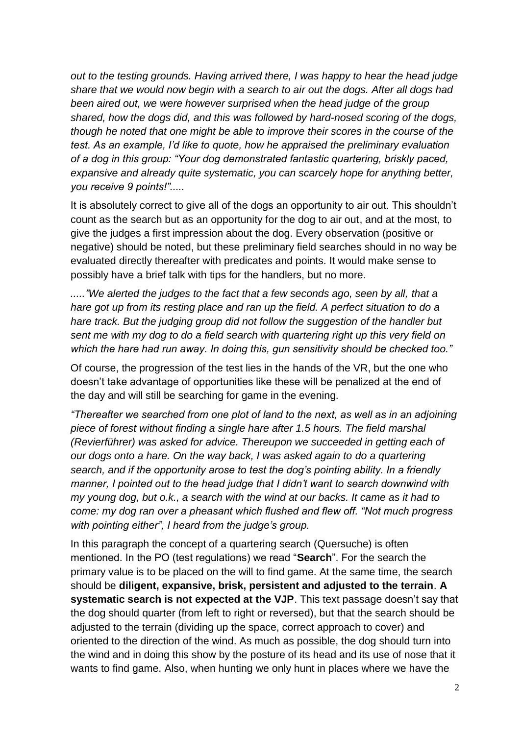*out to the testing grounds. Having arrived there, I was happy to hear the head judge share that we would now begin with a search to air out the dogs. After all dogs had been aired out, we were however surprised when the head judge of the group shared, how the dogs did, and this was followed by hard-nosed scoring of the dogs, though he noted that one might be able to improve their scores in the course of the test. As an example, I'd like to quote, how he appraised the preliminary evaluation of a dog in this group: "Your dog demonstrated fantastic quartering, briskly paced, expansive and already quite systematic, you can scarcely hope for anything better, you receive 9 points!".....*

It is absolutely correct to give all of the dogs an opportunity to air out. This shouldn't count as the search but as an opportunity for the dog to air out, and at the most, to give the judges a first impression about the dog. Every observation (positive or negative) should be noted, but these preliminary field searches should in no way be evaluated directly thereafter with predicates and points. It would make sense to possibly have a brief talk with tips for the handlers, but no more.

*....."We alerted the judges to the fact that a few seconds ago, seen by all, that a hare got up from its resting place and ran up the field. A perfect situation to do a hare track. But the judging group did not follow the suggestion of the handler but sent me with my dog to do a field search with quartering right up this very field on which the hare had run away. In doing this, gun sensitivity should be checked too."*

Of course, the progression of the test lies in the hands of the VR, but the one who doesn't take advantage of opportunities like these will be penalized at the end of the day and will still be searching for game in the evening.

*"Thereafter we searched from one plot of land to the next, as well as in an adjoining piece of forest without finding a single hare after 1.5 hours. The field marshal (Revierführer) was asked for advice. Thereupon we succeeded in getting each of our dogs onto a hare. On the way back, I was asked again to do a quartering search, and if the opportunity arose to test the dog's pointing ability. In a friendly manner, I pointed out to the head judge that I didn't want to search downwind with my young dog, but o.k., a search with the wind at our backs. It came as it had to come: my dog ran over a pheasant which flushed and flew off. "Not much progress with pointing either", I heard from the judge's group.*

In this paragraph the concept of a quartering search (Quersuche) is often mentioned. In the PO (test regulations) we read "**Search**". For the search the primary value is to be placed on the will to find game. At the same time, the search should be **diligent, expansive, brisk, persistent and adjusted to the terrain**. **A systematic search is not expected at the VJP**. This text passage doesn't say that the dog should quarter (from left to right or reversed), but that the search should be adjusted to the terrain (dividing up the space, correct approach to cover) and oriented to the direction of the wind. As much as possible, the dog should turn into the wind and in doing this show by the posture of its head and its use of nose that it wants to find game. Also, when hunting we only hunt in places where we have the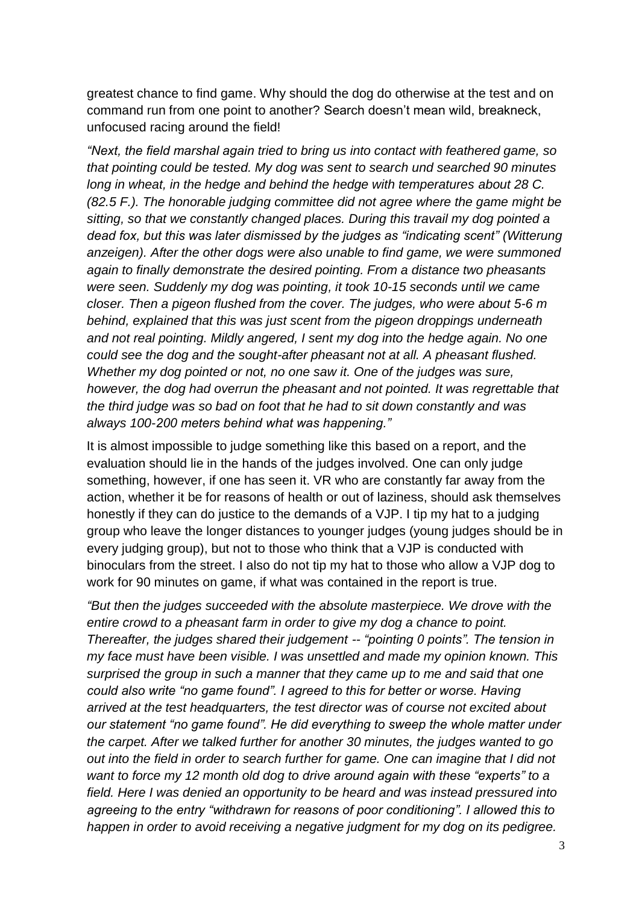greatest chance to find game. Why should the dog do otherwise at the test and on command run from one point to another? Search doesn't mean wild, breakneck, unfocused racing around the field!

*"Next, the field marshal again tried to bring us into contact with feathered game, so that pointing could be tested. My dog was sent to search und searched 90 minutes long in wheat, in the hedge and behind the hedge with temperatures about 28 C. (82.5 F.). The honorable judging committee did not agree where the game might be sitting, so that we constantly changed places. During this travail my dog pointed a dead fox, but this was later dismissed by the judges as "indicating scent" (Witterung anzeigen). After the other dogs were also unable to find game, we were summoned again to finally demonstrate the desired pointing. From a distance two pheasants were seen. Suddenly my dog was pointing, it took 10-15 seconds until we came closer. Then a pigeon flushed from the cover. The judges, who were about 5-6 m behind, explained that this was just scent from the pigeon droppings underneath and not real pointing. Mildly angered, I sent my dog into the hedge again. No one could see the dog and the sought-after pheasant not at all. A pheasant flushed. Whether my dog pointed or not, no one saw it. One of the judges was sure, however, the dog had overrun the pheasant and not pointed. It was regrettable that the third judge was so bad on foot that he had to sit down constantly and was always 100-200 meters behind what was happening."*

It is almost impossible to judge something like this based on a report, and the evaluation should lie in the hands of the judges involved. One can only judge something, however, if one has seen it. VR who are constantly far away from the action, whether it be for reasons of health or out of laziness, should ask themselves honestly if they can do justice to the demands of a VJP. I tip my hat to a judging group who leave the longer distances to younger judges (young judges should be in every judging group), but not to those who think that a VJP is conducted with binoculars from the street. I also do not tip my hat to those who allow a VJP dog to work for 90 minutes on game, if what was contained in the report is true.

*"But then the judges succeeded with the absolute masterpiece. We drove with the entire crowd to a pheasant farm in order to give my dog a chance to point. Thereafter, the judges shared their judgement -- "pointing 0 points". The tension in my face must have been visible. I was unsettled and made my opinion known. This surprised the group in such a manner that they came up to me and said that one could also write "no game found". I agreed to this for better or worse. Having arrived at the test headquarters, the test director was of course not excited about our statement "no game found". He did everything to sweep the whole matter under the carpet. After we talked further for another 30 minutes, the judges wanted to go out into the field in order to search further for game. One can imagine that I did not want to force my 12 month old dog to drive around again with these "experts" to a field. Here I was denied an opportunity to be heard and was instead pressured into agreeing to the entry "withdrawn for reasons of poor conditioning". I allowed this to happen in order to avoid receiving a negative judgment for my dog on its pedigree.*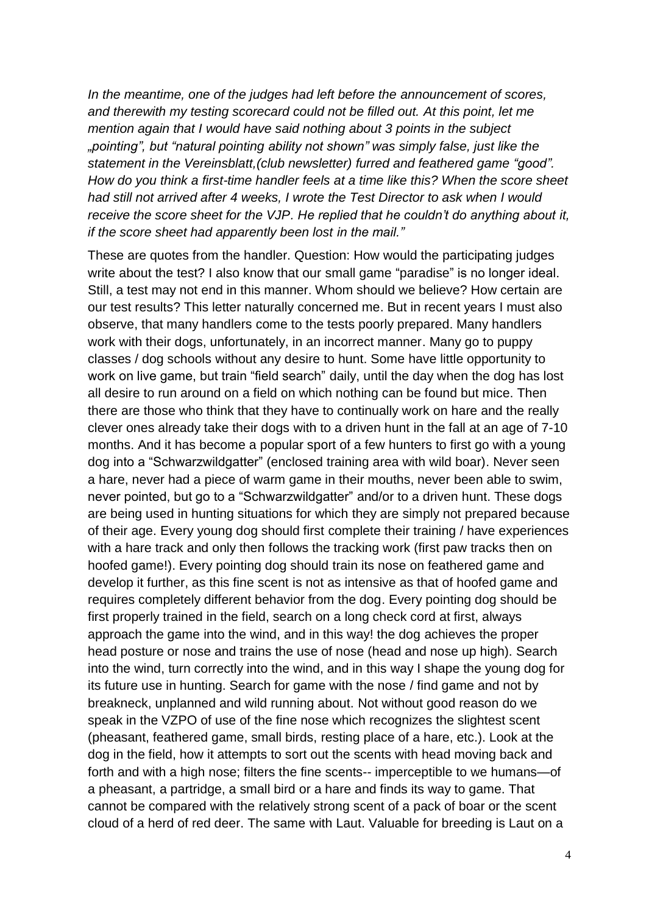*In the meantime, one of the judges had left before the announcement of scores, and therewith my testing scorecard could not be filled out. At this point, let me mention again that I would have said nothing about 3 points in the subject „pointing", but "natural pointing ability not shown" was simply false, just like the statement in the Vereinsblatt,(club newsletter) furred and feathered game "good". How do you think a first-time handler feels at a time like this? When the score sheet had still not arrived after 4 weeks, I wrote the Test Director to ask when I would receive the score sheet for the VJP. He replied that he couldn't do anything about it, if the score sheet had apparently been lost in the mail."*

These are quotes from the handler. Question: How would the participating judges write about the test? I also know that our small game "paradise" is no longer ideal. Still, a test may not end in this manner. Whom should we believe? How certain are our test results? This letter naturally concerned me. But in recent years I must also observe, that many handlers come to the tests poorly prepared. Many handlers work with their dogs, unfortunately, in an incorrect manner. Many go to puppy classes / dog schools without any desire to hunt. Some have little opportunity to work on live game, but train "field search" daily, until the day when the dog has lost all desire to run around on a field on which nothing can be found but mice. Then there are those who think that they have to continually work on hare and the really clever ones already take their dogs with to a driven hunt in the fall at an age of 7-10 months. And it has become a popular sport of a few hunters to first go with a young dog into a "Schwarzwildgatter" (enclosed training area with wild boar). Never seen a hare, never had a piece of warm game in their mouths, never been able to swim, never pointed, but go to a "Schwarzwildgatter" and/or to a driven hunt. These dogs are being used in hunting situations for which they are simply not prepared because of their age. Every young dog should first complete their training / have experiences with a hare track and only then follows the tracking work (first paw tracks then on hoofed game!). Every pointing dog should train its nose on feathered game and develop it further, as this fine scent is not as intensive as that of hoofed game and requires completely different behavior from the dog. Every pointing dog should be first properly trained in the field, search on a long check cord at first, always approach the game into the wind, and in this way! the dog achieves the proper head posture or nose and trains the use of nose (head and nose up high). Search into the wind, turn correctly into the wind, and in this way I shape the young dog for its future use in hunting. Search for game with the nose / find game and not by breakneck, unplanned and wild running about. Not without good reason do we speak in the VZPO of use of the fine nose which recognizes the slightest scent (pheasant, feathered game, small birds, resting place of a hare, etc.). Look at the dog in the field, how it attempts to sort out the scents with head moving back and forth and with a high nose; filters the fine scents-- imperceptible to we humans—of a pheasant, a partridge, a small bird or a hare and finds its way to game. That cannot be compared with the relatively strong scent of a pack of boar or the scent cloud of a herd of red deer. The same with Laut. Valuable for breeding is Laut on a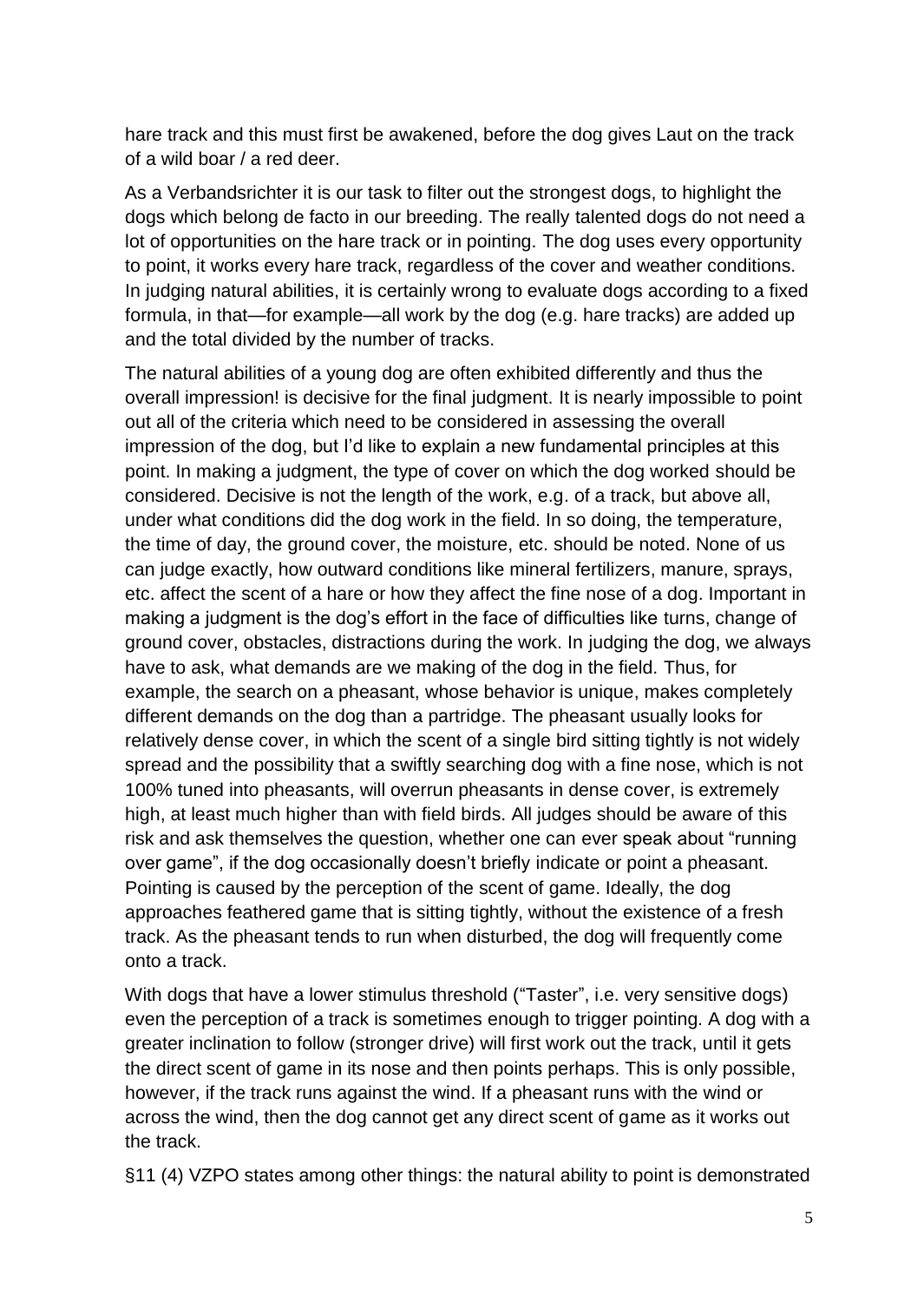hare track and this must first be awakened, before the dog gives Laut on the track of a wild boar / a red deer.

As a Verbandsrichter it is our task to filter out the strongest dogs, to highlight the dogs which belong de facto in our breeding. The really talented dogs do not need a lot of opportunities on the hare track or in pointing. The dog uses every opportunity to point, it works every hare track, regardless of the cover and weather conditions. In judging natural abilities, it is certainly wrong to evaluate dogs according to a fixed formula, in that—for example—all work by the dog (e.g. hare tracks) are added up and the total divided by the number of tracks.

The natural abilities of a young dog are often exhibited differently and thus the overall impression! is decisive for the final judgment. It is nearly impossible to point out all of the criteria which need to be considered in assessing the overall impression of the dog, but I'd like to explain a new fundamental principles at this point. In making a judgment, the type of cover on which the dog worked should be considered. Decisive is not the length of the work, e.g. of a track, but above all, under what conditions did the dog work in the field. In so doing, the temperature, the time of day, the ground cover, the moisture, etc. should be noted. None of us can judge exactly, how outward conditions like mineral fertilizers, manure, sprays, etc. affect the scent of a hare or how they affect the fine nose of a dog. Important in making a judgment is the dog's effort in the face of difficulties like turns, change of ground cover, obstacles, distractions during the work. In judging the dog, we always have to ask, what demands are we making of the dog in the field. Thus, for example, the search on a pheasant, whose behavior is unique, makes completely different demands on the dog than a partridge. The pheasant usually looks for relatively dense cover, in which the scent of a single bird sitting tightly is not widely spread and the possibility that a swiftly searching dog with a fine nose, which is not 100% tuned into pheasants, will overrun pheasants in dense cover, is extremely high, at least much higher than with field birds. All judges should be aware of this risk and ask themselves the question, whether one can ever speak about "running over game", if the dog occasionally doesn't briefly indicate or point a pheasant. Pointing is caused by the perception of the scent of game. Ideally, the dog approaches feathered game that is sitting tightly, without the existence of a fresh track. As the pheasant tends to run when disturbed, the dog will frequently come onto a track.

With dogs that have a lower stimulus threshold ("Taster", i.e. very sensitive dogs) even the perception of a track is sometimes enough to trigger pointing. A dog with a greater inclination to follow (stronger drive) will first work out the track, until it gets the direct scent of game in its nose and then points perhaps. This is only possible, however, if the track runs against the wind. If a pheasant runs with the wind or across the wind, then the dog cannot get any direct scent of game as it works out the track.

§11 (4) VZPO states among other things: the natural ability to point is demonstrated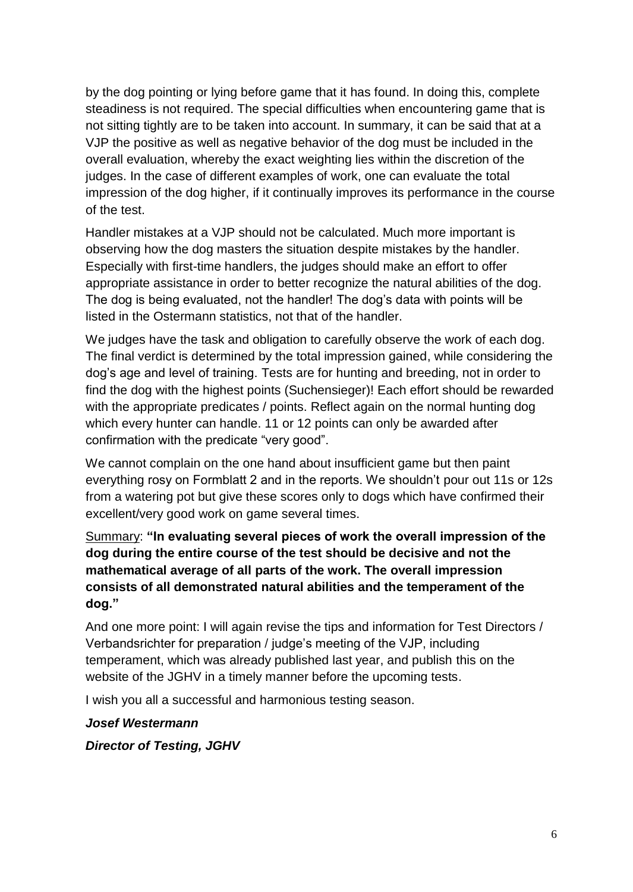by the dog pointing or lying before game that it has found. In doing this, complete steadiness is not required. The special difficulties when encountering game that is not sitting tightly are to be taken into account. In summary, it can be said that at a VJP the positive as well as negative behavior of the dog must be included in the overall evaluation, whereby the exact weighting lies within the discretion of the judges. In the case of different examples of work, one can evaluate the total impression of the dog higher, if it continually improves its performance in the course of the test.

Handler mistakes at a VJP should not be calculated. Much more important is observing how the dog masters the situation despite mistakes by the handler. Especially with first-time handlers, the judges should make an effort to offer appropriate assistance in order to better recognize the natural abilities of the dog. The dog is being evaluated, not the handler! The dog's data with points will be listed in the Ostermann statistics, not that of the handler.

We judges have the task and obligation to carefully observe the work of each dog. The final verdict is determined by the total impression gained, while considering the dog's age and level of training. Tests are for hunting and breeding, not in order to find the dog with the highest points (Suchensieger)! Each effort should be rewarded with the appropriate predicates / points. Reflect again on the normal hunting dog which every hunter can handle. 11 or 12 points can only be awarded after confirmation with the predicate "very good".

We cannot complain on the one hand about insufficient game but then paint everything rosy on Formblatt 2 and in the reports. We shouldn't pour out 11s or 12s from a watering pot but give these scores only to dogs which have confirmed their excellent/very good work on game several times.

<u>Summary</u>: **"In evaluating several pieces of work the overall impression of the dog during the entire course of the test should be decisive and not the mathematical average of all parts of the work. The overall impression consists of all demonstrated natural abilities and the temperament of the dog."**

And one more point: I will again revise the tips and information for Test Directors / Verbandsrichter for preparation / judge's meeting of the VJP, including temperament, which was already published last year, and publish this on the website of the JGHV in a timely manner before the upcoming tests.

I wish you all a successful and harmonious testing season.

***Josef Westermann***

***Director of Testing, JGHV***